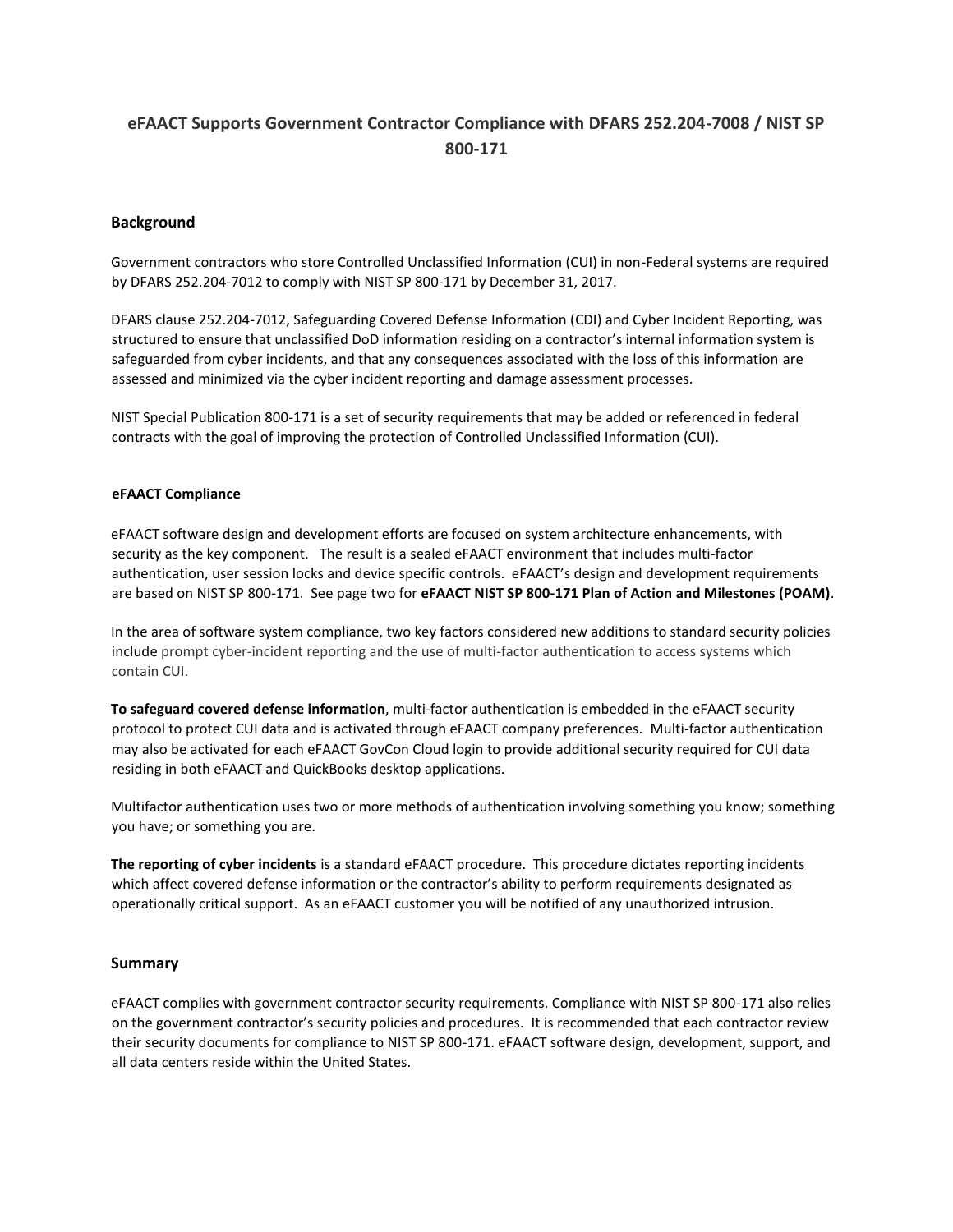# eFAACT Supports Government Contractor Compliance with DFARS 252.204-7008 / NIST SP 800-171

## Background

Government contractors who store Controlled Unclassified Information (CUI) in non-Federal systems are required by DFARS 252.204-7012 to comply with NIST SP 800-171 by December 31, 2017.

DFARS clause 252.204-7012, Safeguarding Covered Defense Information (CDI) and Cyber Incident Reporting, was structured to ensure that unclassified DoD information residing on a contractor's internal information system is safeguarded from cyber incidents, and that any consequences associated with the loss of this information are assessed and minimized via the cyber incident reporting and damage assessment processes.

NIST Special Publication 800-171 is a set of security requirements that may be added or referenced in federal contracts with the goal of improving the protection of Controlled Unclassified Information (CUI).

### eFAACT Compliance

eFAACT software design and development efforts are focused on system architecture enhancements, with security as the key component. The result is a sealed eFAACT environment that includes multi-factor authentication, user session locks and device specific controls. eFAACT's design and development requirements are based on NIST SP 800-171. See page two for **eFAACT NIST SP 800-171 Plan of Action and Milestones (POAM)**.

In the area of software system compliance, two key factors considered new additions to standard security policies include prompt cyber-incident reporting and the use of multi-factor authentication to access systems which contain CUI.

**To safeguard covered defense information**, multi-factor authentication is embedded in the eFAACT security protocol to protect CUI data and is activated through eFAACT company preferences. Multi-factor authentication may also be activated for each eFAACT GovCon Cloud login to provide additional security required for CUI data residing in both eFAACT and QuickBooks desktop applications.

Multifactor authentication uses two or more methods of authentication involving something you know; something you have; or something you are.

**The reporting of cyber incidents** is a standard eFAACT procedure. This procedure dictates reporting incidents which affect covered defense information or the contractor's ability to perform requirements designated as operationally critical support. As an eFAACT customer you will be notified of any unauthorized intrusion.

## Summary

eFAACT complies with government contractor security requirements. Compliance with NIST SP 800-171 also relies on the government contractor's security policies and procedures. It is recommended that each contractor review their security documents for compliance to NIST SP 800-171. eFAACT software design, development, support, and all data centers reside within the United States.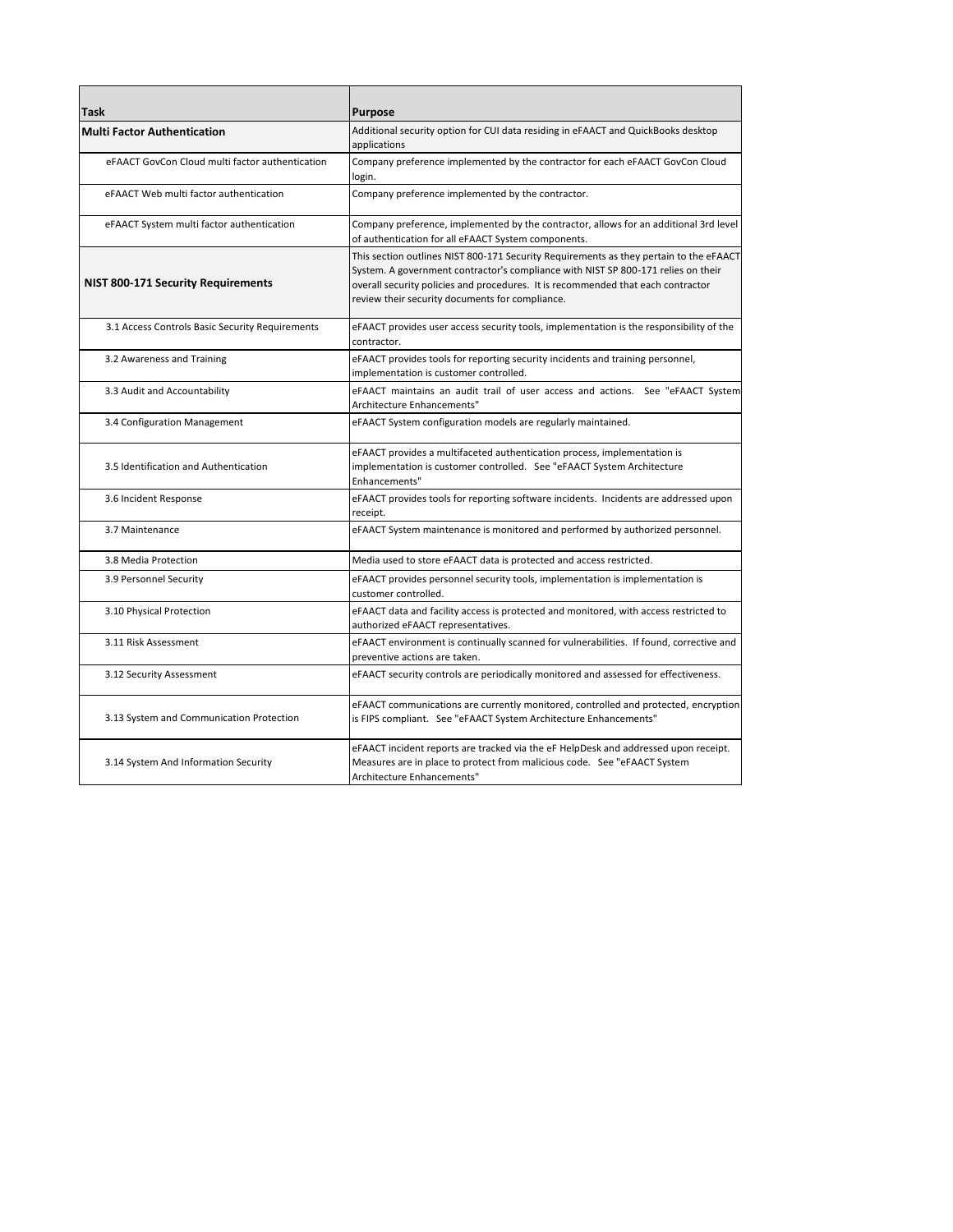| Task | Purpose |
|---|---|
| **Multi Factor Authentication** | Additional security option for CUI data residing in eFAACT and QuickBooks desktop applications |
| eFAACT GovCon Cloud multi factor authentication | Company preference implemented by the contractor for each eFAACT GovCon Cloud login. |
| eFAACT Web multi factor authentication | Company preference implemented by the contractor. |
| eFAACT System multi factor authentication | Company preference, implemented by the contractor, allows for an additional 3rd level of authentication for all eFAACT System components. |
| **NIST 800-171 Security Requirements** | This section outlines NIST 800-171 Security Requirements as they pertain to the eFAACT System. A government contractor's compliance with NIST SP 800-171 relies on their overall security policies and procedures. It is recommended that each contractor review their security documents for compliance. |
| 3.1 Access Controls Basic Security Requirements | eFAACT provides user access security tools, implementation is the responsibility of the contractor. |
| 3.2 Awareness and Training | eFAACT provides tools for reporting security incidents and training personnel, implementation is customer controlled. |
| 3.3 Audit and Accountability | eFAACT maintains an audit trail of user access and actions. See "eFAACT System Architecture Enhancements" |
| 3.4 Configuration Management | eFAACT System configuration models are regularly maintained. |
| 3.5 Identification and Authentication | eFAACT provides a multifaceted authentication process, implementation is implementation is customer controlled. See "eFAACT System Architecture Enhancements" |
| 3.6 Incident Response | eFAACT provides tools for reporting software incidents. Incidents are addressed upon receipt. |
| 3.7 Maintenance | eFAACT System maintenance is monitored and performed by authorized personnel. |
| 3.8 Media Protection | Media used to store eFAACT data is protected and access restricted. |
| 3.9 Personnel Security | eFAACT provides personnel security tools, implementation is implementation is customer controlled. |
| 3.10 Physical Protection | eFAACT data and facility access is protected and monitored, with access restricted to authorized eFAACT representatives. |
| 3.11 Risk Assessment | eFAACT environment is continually scanned for vulnerabilities. If found, corrective and preventive actions are taken. |
| 3.12 Security Assessment | eFAACT security controls are periodically monitored and assessed for effectiveness. |
| 3.13 System and Communication Protection | eFAACT communications are currently monitored, controlled and protected, encryption is FIPS compliant. See "eFAACT System Architecture Enhancements" |
| 3.14 System And Information Security | eFAACT incident reports are tracked via the eF HelpDesk and addressed upon receipt. Measures are in place to protect from malicious code. See "eFAACT System Architecture Enhancements" |